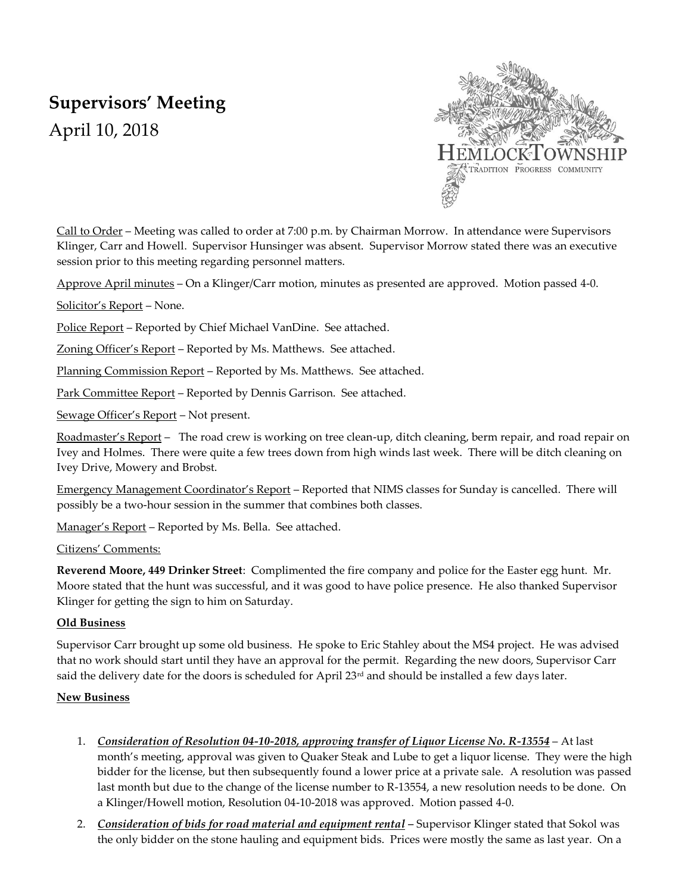# Supervisors' Meeting

April 10, 2018

HEMLOCK TOWNSHIP
TRADITION PROGRESS COMMUNITY

Call to Order – Meeting was called to order at 7:00 p.m. by Chairman Morrow. In attendance were Supervisors Klinger, Carr and Howell. Supervisor Hunsinger was absent. Supervisor Morrow stated there was an executive session prior to this meeting regarding personnel matters.

Approve April minutes – On a Klinger/Carr motion, minutes as presented are approved. Motion passed 4-0.

Solicitor's Report – None.

Police Report – Reported by Chief Michael VanDine. See attached.

Zoning Officer's Report – Reported by Ms. Matthews. See attached.

Planning Commission Report – Reported by Ms. Matthews. See attached.

Park Committee Report – Reported by Dennis Garrison. See attached.

Sewage Officer's Report – Not present.

Roadmaster's Report – The road crew is working on tree clean-up, ditch cleaning, berm repair, and road repair on Ivey and Holmes. There were quite a few trees down from high winds last week. There will be ditch cleaning on Ivey Drive, Mowery and Brobst.

Emergency Management Coordinator's Report – Reported that NIMS classes for Sunday is cancelled. There will possibly be a two-hour session in the summer that combines both classes.

Manager's Report – Reported by Ms. Bella. See attached.

Citizens' Comments:

**Reverend Moore, 449 Drinker Street**: Complimented the fire company and police for the Easter egg hunt. Mr. Moore stated that the hunt was successful, and it was good to have police presence. He also thanked Supervisor Klinger for getting the sign to him on Saturday.

**Old Business**

Supervisor Carr brought up some old business. He spoke to Eric Stahley about the MS4 project. He was advised that no work should start until they have an approval for the permit. Regarding the new doors, Supervisor Carr said the delivery date for the doors is scheduled for April 23rd and should be installed a few days later.

**New Business**

1. ***Consideration of Resolution 04-10-2018, approving transfer of Liquor License No. R-13554*** – At last month's meeting, approval was given to Quaker Steak and Lube to get a liquor license. They were the high bidder for the license, but then subsequently found a lower price at a private sale. A resolution was passed last month but due to the change of the license number to R-13554, a new resolution needs to be done. On a Klinger/Howell motion, Resolution 04-10-2018 was approved. Motion passed 4-0.
2. ***Consideration of bids for road material and equipment rental*** – Supervisor Klinger stated that Sokol was the only bidder on the stone hauling and equipment bids. Prices were mostly the same as last year. On a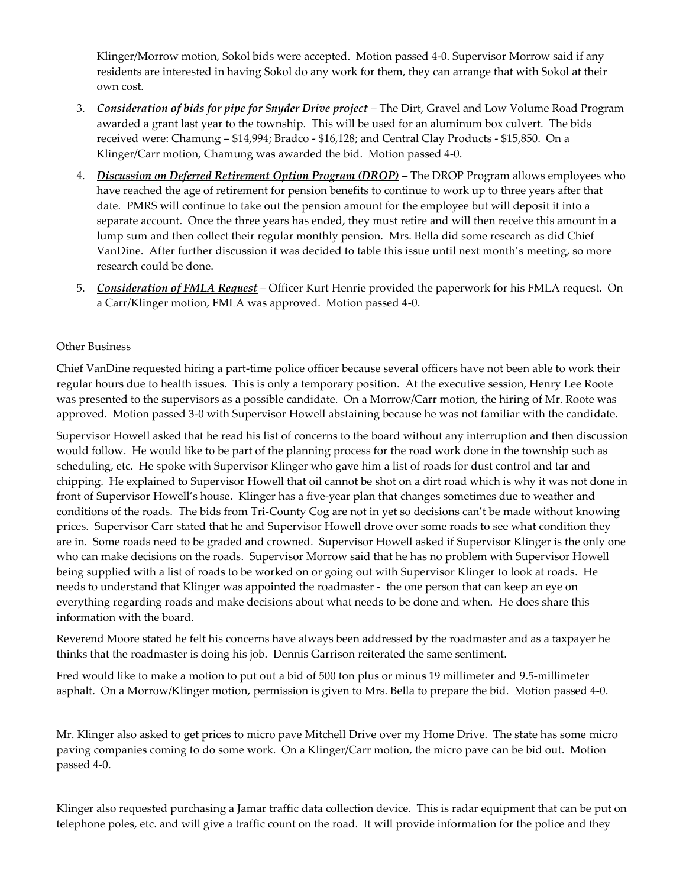Klinger/Morrow motion, Sokol bids were accepted. Motion passed 4-0. Supervisor Morrow said if any residents are interested in having Sokol do any work for them, they can arrange that with Sokol at their own cost.

3. ***Consideration of bids for pipe for Snyder Drive project*** – The Dirt, Gravel and Low Volume Road Program awarded a grant last year to the township. This will be used for an aluminum box culvert. The bids received were: Chamung – $14,994; Bradco - $16,128; and Central Clay Products - $15,850. On a Klinger/Carr motion, Chamung was awarded the bid. Motion passed 4-0.

4. ***Discussion on Deferred Retirement Option Program (DROP)*** – The DROP Program allows employees who have reached the age of retirement for pension benefits to continue to work up to three years after that date. PMRS will continue to take out the pension amount for the employee but will deposit it into a separate account. Once the three years has ended, they must retire and will then receive this amount in a lump sum and then collect their regular monthly pension. Mrs. Bella did some research as did Chief VanDine. After further discussion it was decided to table this issue until next month's meeting, so more research could be done.

5. ***Consideration of FMLA Request*** – Officer Kurt Henrie provided the paperwork for his FMLA request. On a Carr/Klinger motion, FMLA was approved. Motion passed 4-0.

Other Business

Chief VanDine requested hiring a part-time police officer because several officers have not been able to work their regular hours due to health issues. This is only a temporary position. At the executive session, Henry Lee Roote was presented to the supervisors as a possible candidate. On a Morrow/Carr motion, the hiring of Mr. Roote was approved. Motion passed 3-0 with Supervisor Howell abstaining because he was not familiar with the candidate.

Supervisor Howell asked that he read his list of concerns to the board without any interruption and then discussion would follow. He would like to be part of the planning process for the road work done in the township such as scheduling, etc. He spoke with Supervisor Klinger who gave him a list of roads for dust control and tar and chipping. He explained to Supervisor Howell that oil cannot be shot on a dirt road which is why it was not done in front of Supervisor Howell's house. Klinger has a five-year plan that changes sometimes due to weather and conditions of the roads. The bids from Tri-County Cog are not in yet so decisions can't be made without knowing prices. Supervisor Carr stated that he and Supervisor Howell drove over some roads to see what condition they are in. Some roads need to be graded and crowned. Supervisor Howell asked if Supervisor Klinger is the only one who can make decisions on the roads. Supervisor Morrow said that he has no problem with Supervisor Howell being supplied with a list of roads to be worked on or going out with Supervisor Klinger to look at roads. He needs to understand that Klinger was appointed the roadmaster - the one person that can keep an eye on everything regarding roads and make decisions about what needs to be done and when. He does share this information with the board.

Reverend Moore stated he felt his concerns have always been addressed by the roadmaster and as a taxpayer he thinks that the roadmaster is doing his job. Dennis Garrison reiterated the same sentiment.

Fred would like to make a motion to put out a bid of 500 ton plus or minus 19 millimeter and 9.5-millimeter asphalt. On a Morrow/Klinger motion, permission is given to Mrs. Bella to prepare the bid. Motion passed 4-0.

Mr. Klinger also asked to get prices to micro pave Mitchell Drive over my Home Drive. The state has some micro paving companies coming to do some work. On a Klinger/Carr motion, the micro pave can be bid out. Motion passed 4-0.

Klinger also requested purchasing a Jamar traffic data collection device. This is radar equipment that can be put on telephone poles, etc. and will give a traffic count on the road. It will provide information for the police and they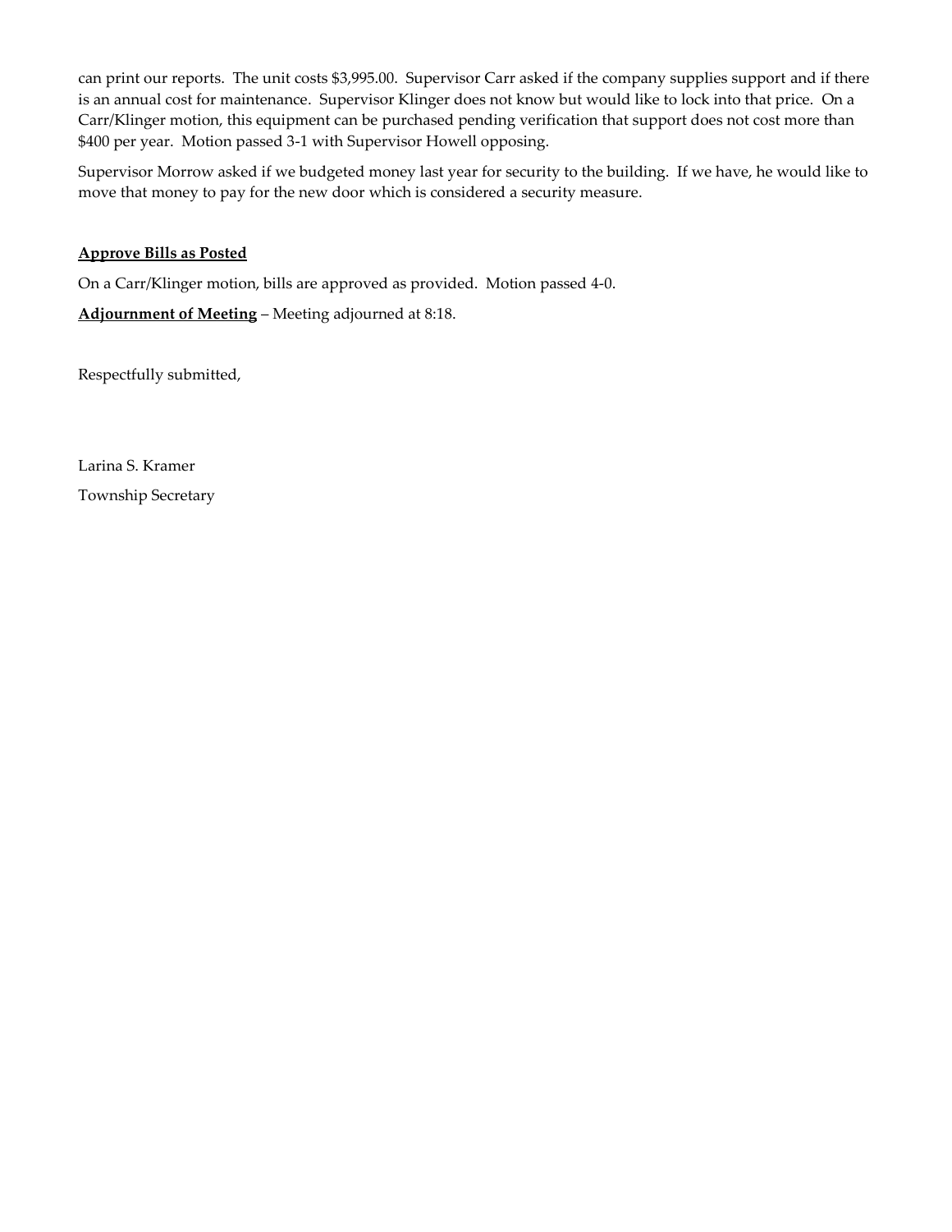can print our reports. The unit costs $3,995.00. Supervisor Carr asked if the company supplies support and if there is an annual cost for maintenance. Supervisor Klinger does not know but would like to lock into that price. On a Carr/Klinger motion, this equipment can be purchased pending verification that support does not cost more than $400 per year. Motion passed 3-1 with Supervisor Howell opposing.

Supervisor Morrow asked if we budgeted money last year for security to the building. If we have, he would like to move that money to pay for the new door which is considered a security measure.

**Approve Bills as Posted**

On a Carr/Klinger motion, bills are approved as provided. Motion passed 4-0.

**Adjournment of Meeting** – Meeting adjourned at 8:18.

Respectfully submitted,

Larina S. Kramer

Township Secretary